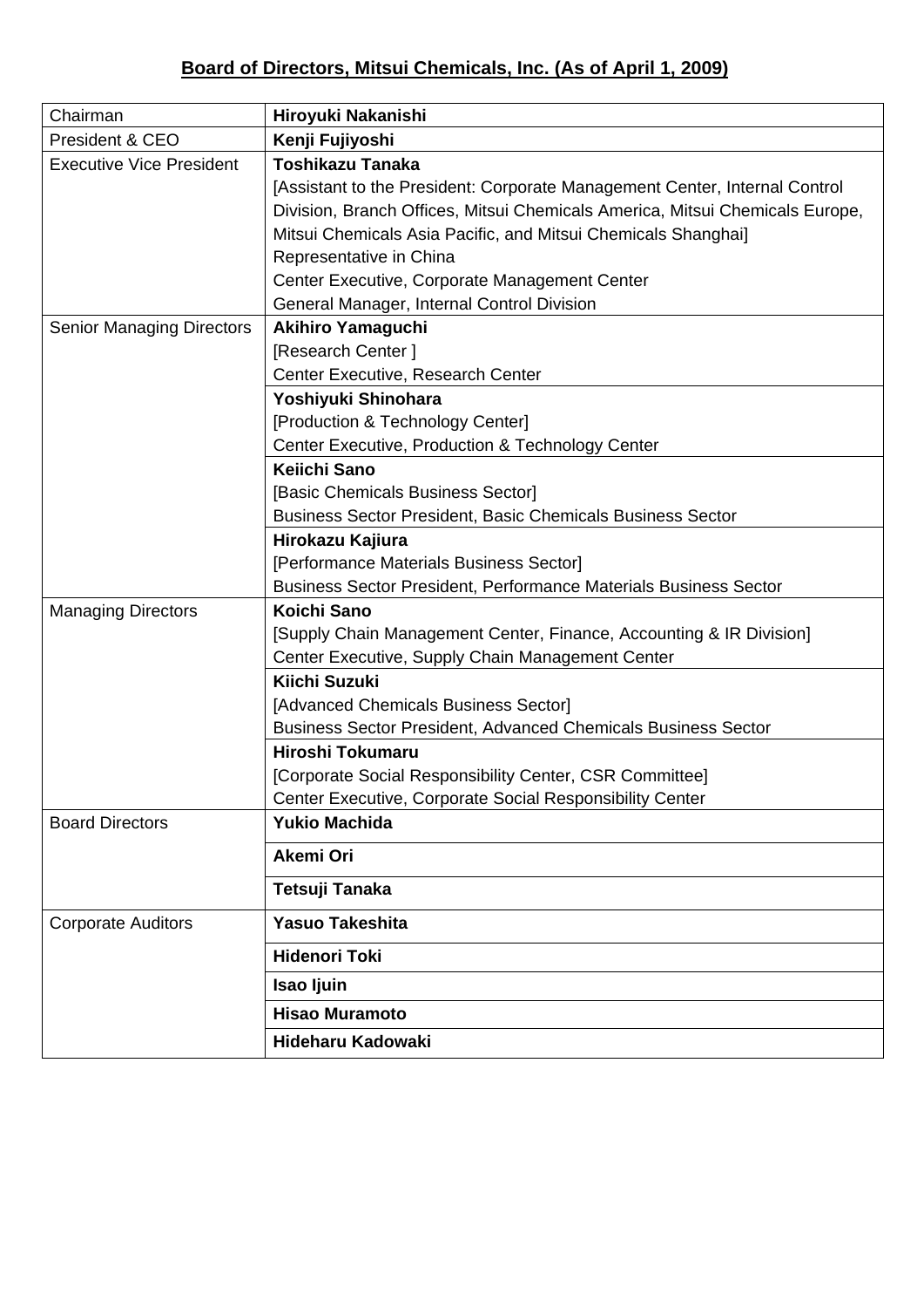## Board of Directors, Mitsui Chemicals, Inc. (As of April 1, 2009)

| Position | Name |
|---|---|
| Chairman | **Hiroyuki Nakanishi** |
| President & CEO | **Kenji Fujiyoshi** |
| Executive Vice President | **Toshikazu Tanaka**<br>[Assistant to the President: Corporate Management Center, Internal Control Division, Branch Offices, Mitsui Chemicals America, Mitsui Chemicals Europe, Mitsui Chemicals Asia Pacific, and Mitsui Chemicals Shanghai]<br>Representative in China<br>Center Executive, Corporate Management Center<br>General Manager, Internal Control Division |
| Senior Managing Directors | **Akihiro Yamaguchi**<br>[Research Center ]<br>Center Executive, Research Center |
| | **Yoshiyuki Shinohara**<br>[Production & Technology Center]<br>Center Executive, Production & Technology Center |
| | **Keiichi Sano**<br>[Basic Chemicals Business Sector]<br>Business Sector President, Basic Chemicals Business Sector |
| | **Hirokazu Kajiura**<br>[Performance Materials Business Sector]<br>Business Sector President, Performance Materials Business Sector |
| Managing Directors | **Koichi Sano**<br>[Supply Chain Management Center, Finance, Accounting & IR Division]<br>Center Executive, Supply Chain Management Center |
| | **Kiichi Suzuki**<br>[Advanced Chemicals Business Sector]<br>Business Sector President, Advanced Chemicals Business Sector |
| | **Hiroshi Tokumaru**<br>[Corporate Social Responsibility Center, CSR Committee]<br>Center Executive, Corporate Social Responsibility Center |
| Board Directors | **Yukio Machida** |
| | **Akemi Ori** |
| | **Tetsuji Tanaka** |
| Corporate Auditors | **Yasuo Takeshita** |
| | **Hidenori Toki** |
| | **Isao Ijuin** |
| | **Hisao Muramoto** |
| | **Hideharu Kadowaki** |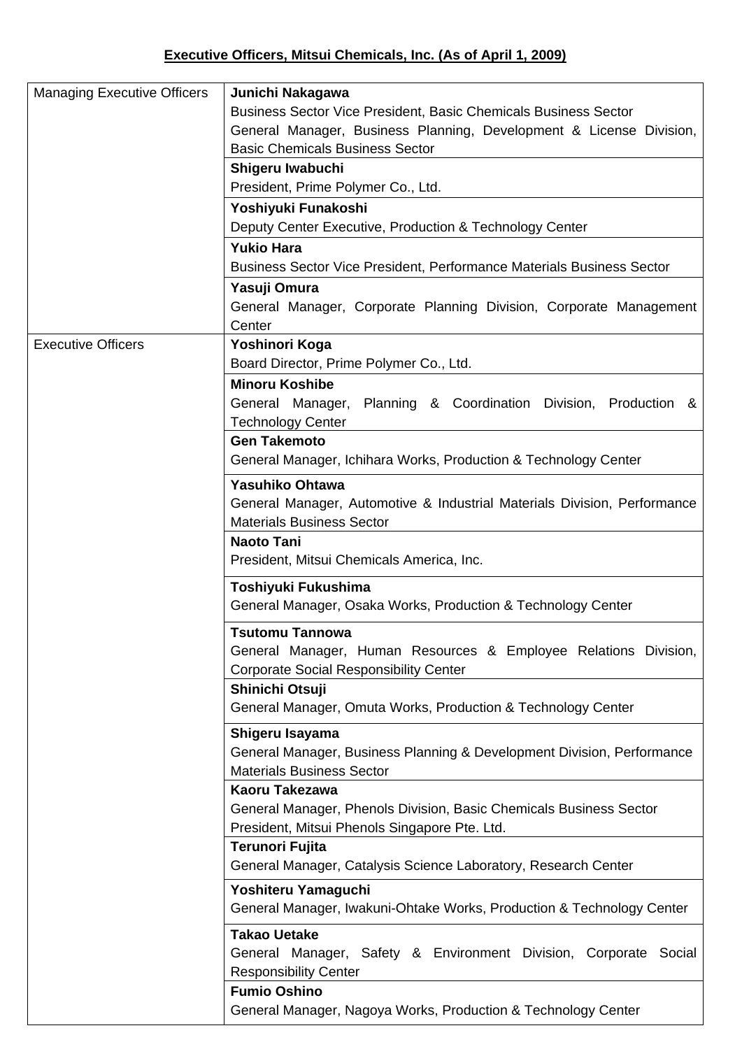**Executive Officers, Mitsui Chemicals, Inc. (As of April 1, 2009)**

| | |
|---|---|
| Managing Executive Officers | **Junichi Nakagawa**<br>Business Sector Vice President, Basic Chemicals Business Sector<br>General Manager, Business Planning, Development & License Division, Basic Chemicals Business Sector |
| | **Shigeru Iwabuchi**<br>President, Prime Polymer Co., Ltd. |
| | **Yoshiyuki Funakoshi**<br>Deputy Center Executive, Production & Technology Center |
| | **Yukio Hara**<br>Business Sector Vice President, Performance Materials Business Sector |
| | **Yasuji Omura**<br>General Manager, Corporate Planning Division, Corporate Management Center |
| Executive Officers | **Yoshinori Koga**<br>Board Director, Prime Polymer Co., Ltd. |
| | **Minoru Koshibe**<br>General Manager, Planning & Coordination Division, Production & Technology Center |
| | **Gen Takemoto**<br>General Manager, Ichihara Works, Production & Technology Center |
| | **Yasuhiko Ohtawa**<br>General Manager, Automotive & Industrial Materials Division, Performance Materials Business Sector |
| | **Naoto Tani**<br>President, Mitsui Chemicals America, Inc. |
| | **Toshiyuki Fukushima**<br>General Manager, Osaka Works, Production & Technology Center |
| | **Tsutomu Tannowa**<br>General Manager, Human Resources & Employee Relations Division, Corporate Social Responsibility Center |
| | **Shinichi Otsuji**<br>General Manager, Omuta Works, Production & Technology Center |
| | **Shigeru Isayama**<br>General Manager, Business Planning & Development Division, Performance Materials Business Sector |
| | **Kaoru Takezawa**<br>General Manager, Phenols Division, Basic Chemicals Business Sector<br>President, Mitsui Phenols Singapore Pte. Ltd. |
| | **Terunori Fujita**<br>General Manager, Catalysis Science Laboratory, Research Center |
| | **Yoshiteru Yamaguchi**<br>General Manager, Iwakuni-Ohtake Works, Production & Technology Center |
| | **Takao Uetake**<br>General Manager, Safety & Environment Division, Corporate Social Responsibility Center |
| | **Fumio Oshino**<br>General Manager, Nagoya Works, Production & Technology Center |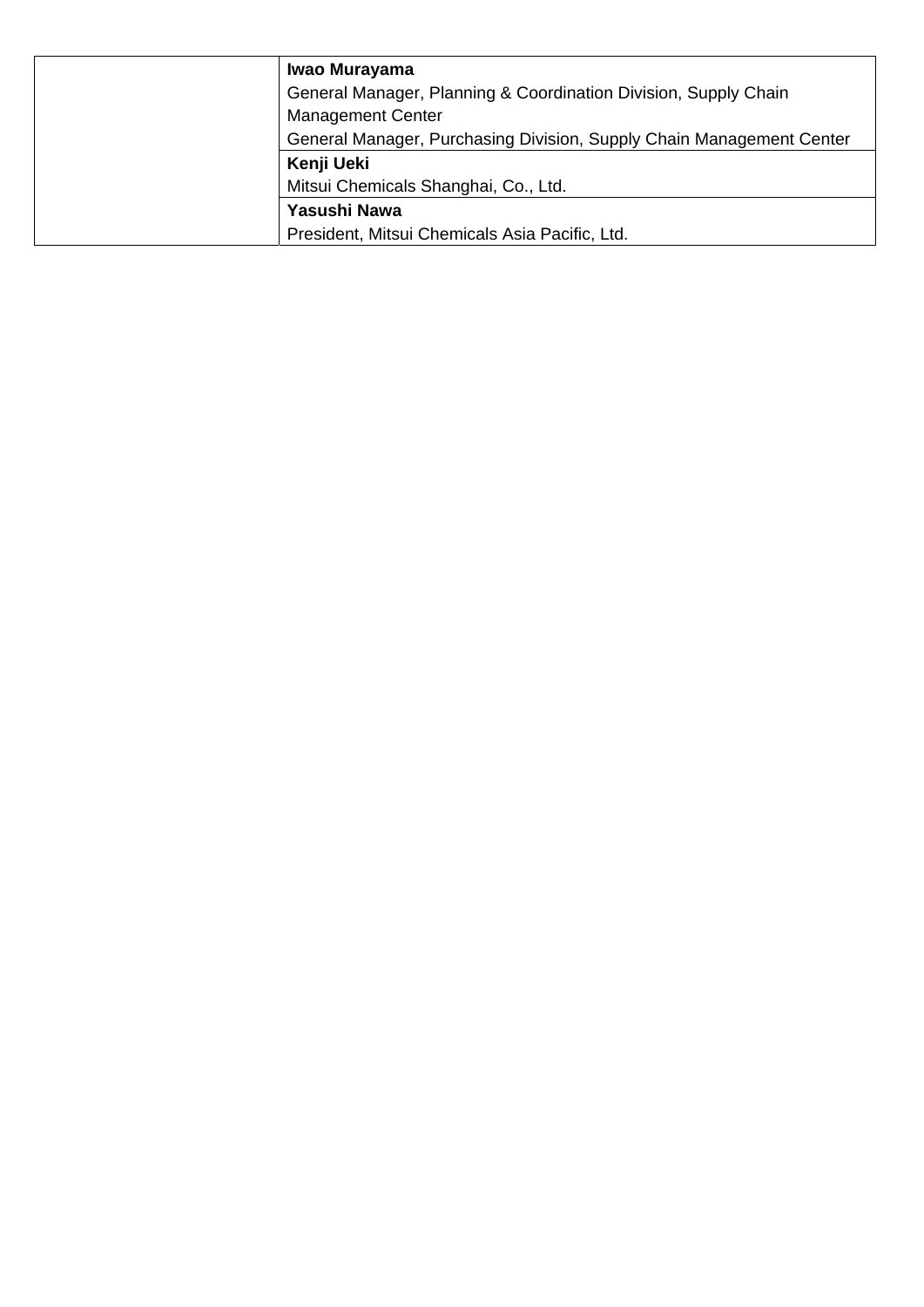| | |
|---|---|
| | **Iwao Murayama**<br>General Manager, Planning & Coordination Division, Supply Chain Management Center<br>General Manager, Purchasing Division, Supply Chain Management Center |
| | **Kenji Ueki**<br>Mitsui Chemicals Shanghai, Co., Ltd. |
| | **Yasushi Nawa**<br>President, Mitsui Chemicals Asia Pacific, Ltd. |